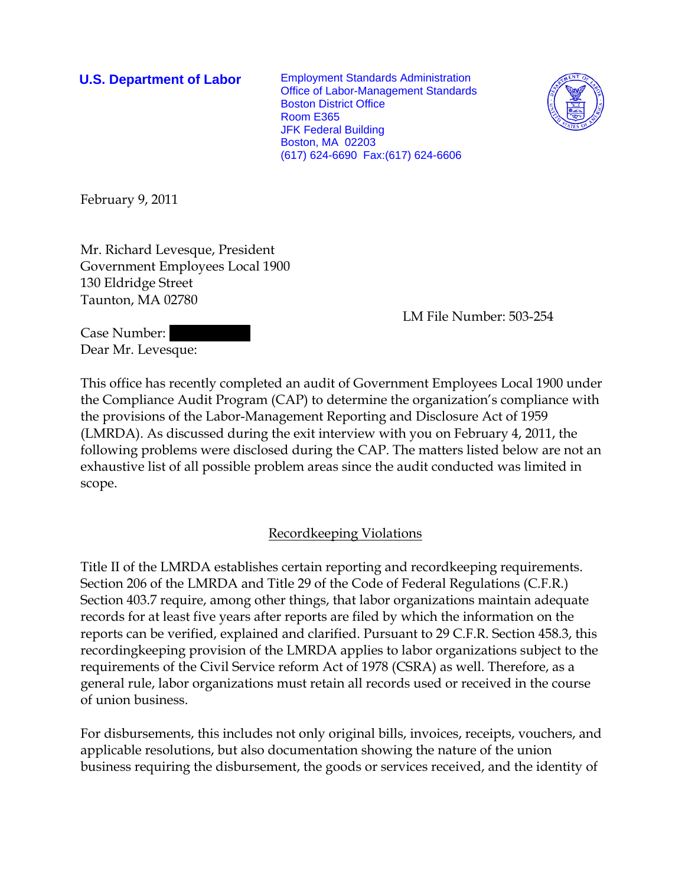**U.S. Department of Labor**

Employment Standards Administration
Office of Labor-Management Standards
Boston District Office
Room E365
JFK Federal Building
Boston, MA 02203
(617) 624-6690 Fax:(617) 624-6606

February 9, 2011

Mr. Richard Levesque, President
Government Employees Local 1900
130 Eldridge Street
Taunton, MA 02780

LM File Number: 503-254

Case Number: 
Dear Mr. Levesque:

This office has recently completed an audit of Government Employees Local 1900 under the Compliance Audit Program (CAP) to determine the organization's compliance with the provisions of the Labor-Management Reporting and Disclosure Act of 1959 (LMRDA). As discussed during the exit interview with you on February 4, 2011, the following problems were disclosed during the CAP. The matters listed below are not an exhaustive list of all possible problem areas since the audit conducted was limited in scope.

## Recordkeeping Violations

Title II of the LMRDA establishes certain reporting and recordkeeping requirements. Section 206 of the LMRDA and Title 29 of the Code of Federal Regulations (C.F.R.) Section 403.7 require, among other things, that labor organizations maintain adequate records for at least five years after reports are filed by which the information on the reports can be verified, explained and clarified. Pursuant to 29 C.F.R. Section 458.3, this recordingkeeping provision of the LMRDA applies to labor organizations subject to the requirements of the Civil Service reform Act of 1978 (CSRA) as well. Therefore, as a general rule, labor organizations must retain all records used or received in the course of union business.

For disbursements, this includes not only original bills, invoices, receipts, vouchers, and applicable resolutions, but also documentation showing the nature of the union business requiring the disbursement, the goods or services received, and the identity of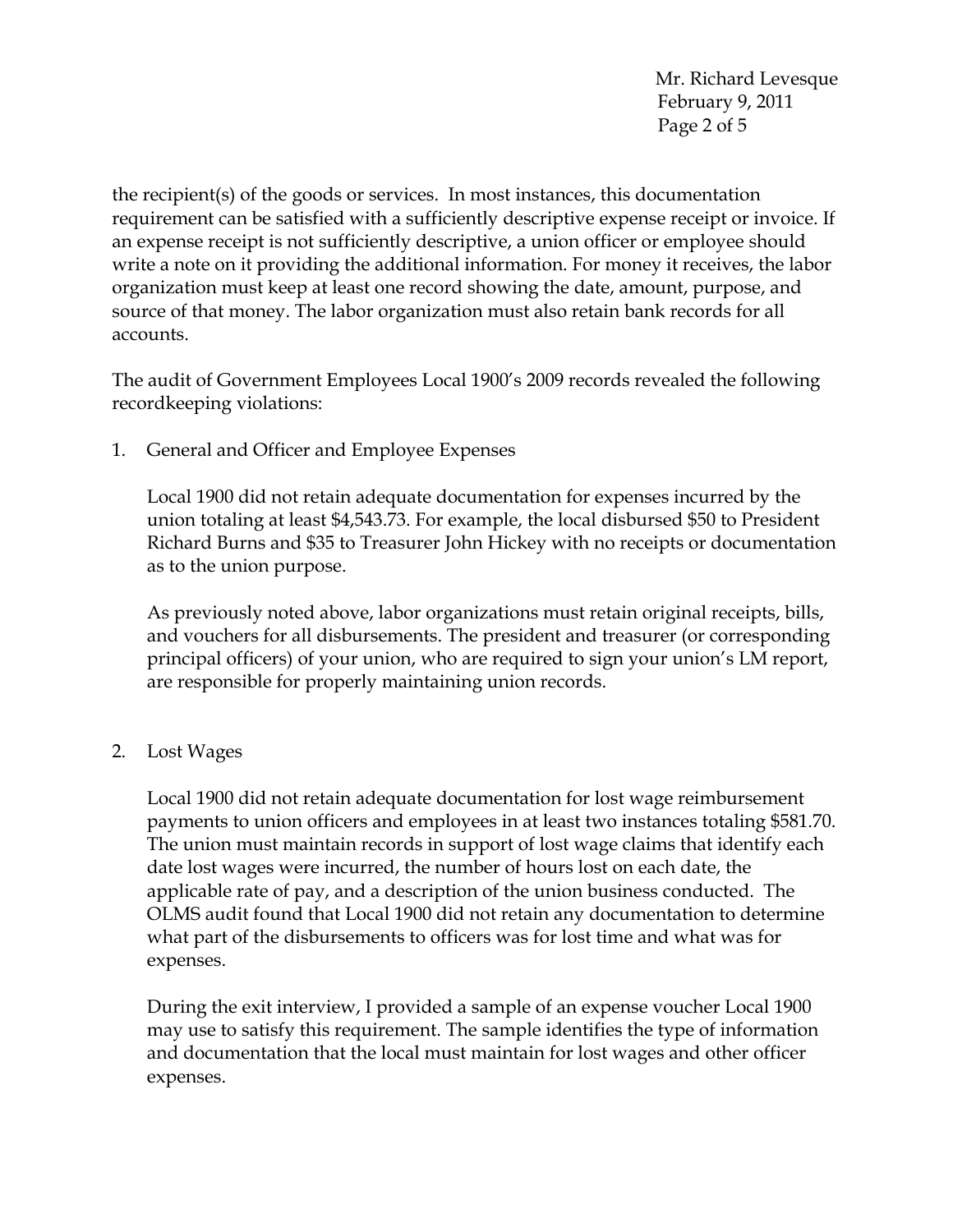the recipient(s) of the goods or services. In most instances, this documentation requirement can be satisfied with a sufficiently descriptive expense receipt or invoice. If an expense receipt is not sufficiently descriptive, a union officer or employee should write a note on it providing the additional information. For money it receives, the labor organization must keep at least one record showing the date, amount, purpose, and source of that money. The labor organization must also retain bank records for all accounts.

The audit of Government Employees Local 1900's 2009 records revealed the following recordkeeping violations:

1. General and Officer and Employee Expenses

   Local 1900 did not retain adequate documentation for expenses incurred by the union totaling at least $4,543.73. For example, the local disbursed $50 to President Richard Burns and $35 to Treasurer John Hickey with no receipts or documentation as to the union purpose.

   As previously noted above, labor organizations must retain original receipts, bills, and vouchers for all disbursements. The president and treasurer (or corresponding principal officers) of your union, who are required to sign your union's LM report, are responsible for properly maintaining union records.

2. Lost Wages

   Local 1900 did not retain adequate documentation for lost wage reimbursement payments to union officers and employees in at least two instances totaling $581.70. The union must maintain records in support of lost wage claims that identify each date lost wages were incurred, the number of hours lost on each date, the applicable rate of pay, and a description of the union business conducted. The OLMS audit found that Local 1900 did not retain any documentation to determine what part of the disbursements to officers was for lost time and what was for expenses.

   During the exit interview, I provided a sample of an expense voucher Local 1900 may use to satisfy this requirement. The sample identifies the type of information and documentation that the local must maintain for lost wages and other officer expenses.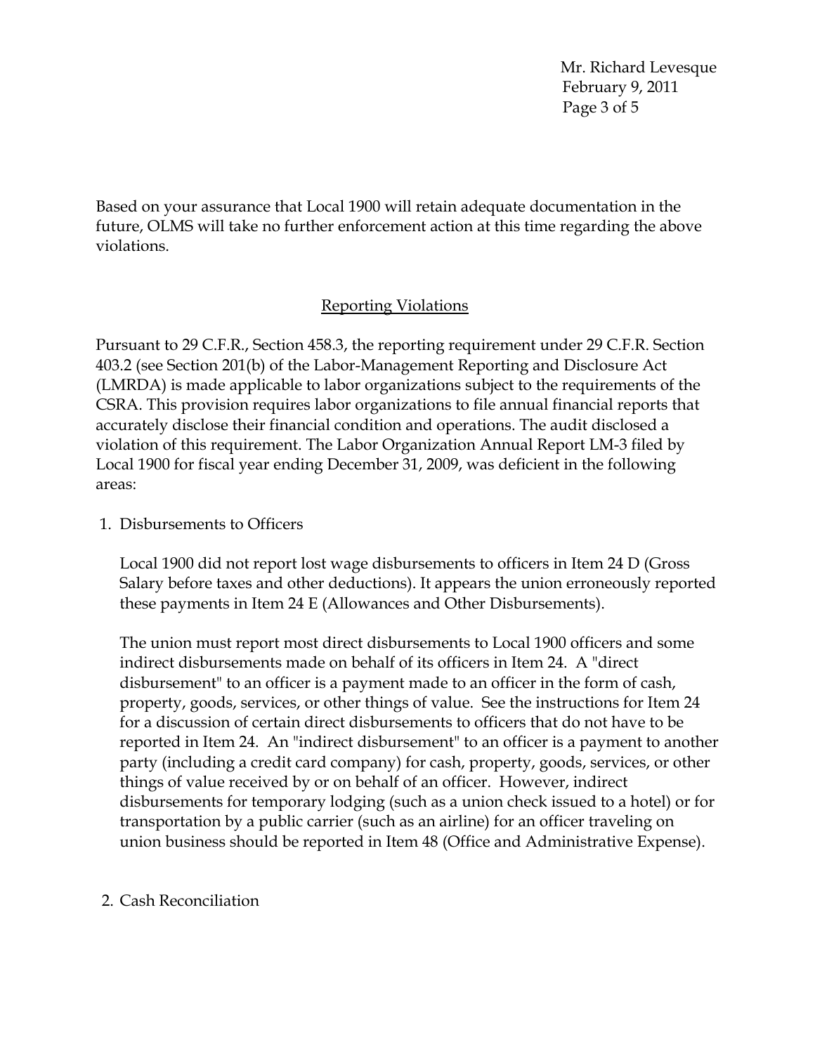Based on your assurance that Local 1900 will retain adequate documentation in the future, OLMS will take no further enforcement action at this time regarding the above violations.

## Reporting Violations

Pursuant to 29 C.F.R., Section 458.3, the reporting requirement under 29 C.F.R. Section 403.2 (see Section 201(b) of the Labor-Management Reporting and Disclosure Act (LMRDA) is made applicable to labor organizations subject to the requirements of the CSRA. This provision requires labor organizations to file annual financial reports that accurately disclose their financial condition and operations. The audit disclosed a violation of this requirement. The Labor Organization Annual Report LM-3 filed by Local 1900 for fiscal year ending December 31, 2009, was deficient in the following areas:

1. Disbursements to Officers

   Local 1900 did not report lost wage disbursements to officers in Item 24 D (Gross Salary before taxes and other deductions). It appears the union erroneously reported these payments in Item 24 E (Allowances and Other Disbursements).

   The union must report most direct disbursements to Local 1900 officers and some indirect disbursements made on behalf of its officers in Item 24. A "direct disbursement" to an officer is a payment made to an officer in the form of cash, property, goods, services, or other things of value. See the instructions for Item 24 for a discussion of certain direct disbursements to officers that do not have to be reported in Item 24. An "indirect disbursement" to an officer is a payment to another party (including a credit card company) for cash, property, goods, services, or other things of value received by or on behalf of an officer. However, indirect disbursements for temporary lodging (such as a union check issued to a hotel) or for transportation by a public carrier (such as an airline) for an officer traveling on union business should be reported in Item 48 (Office and Administrative Expense).

2. Cash Reconciliation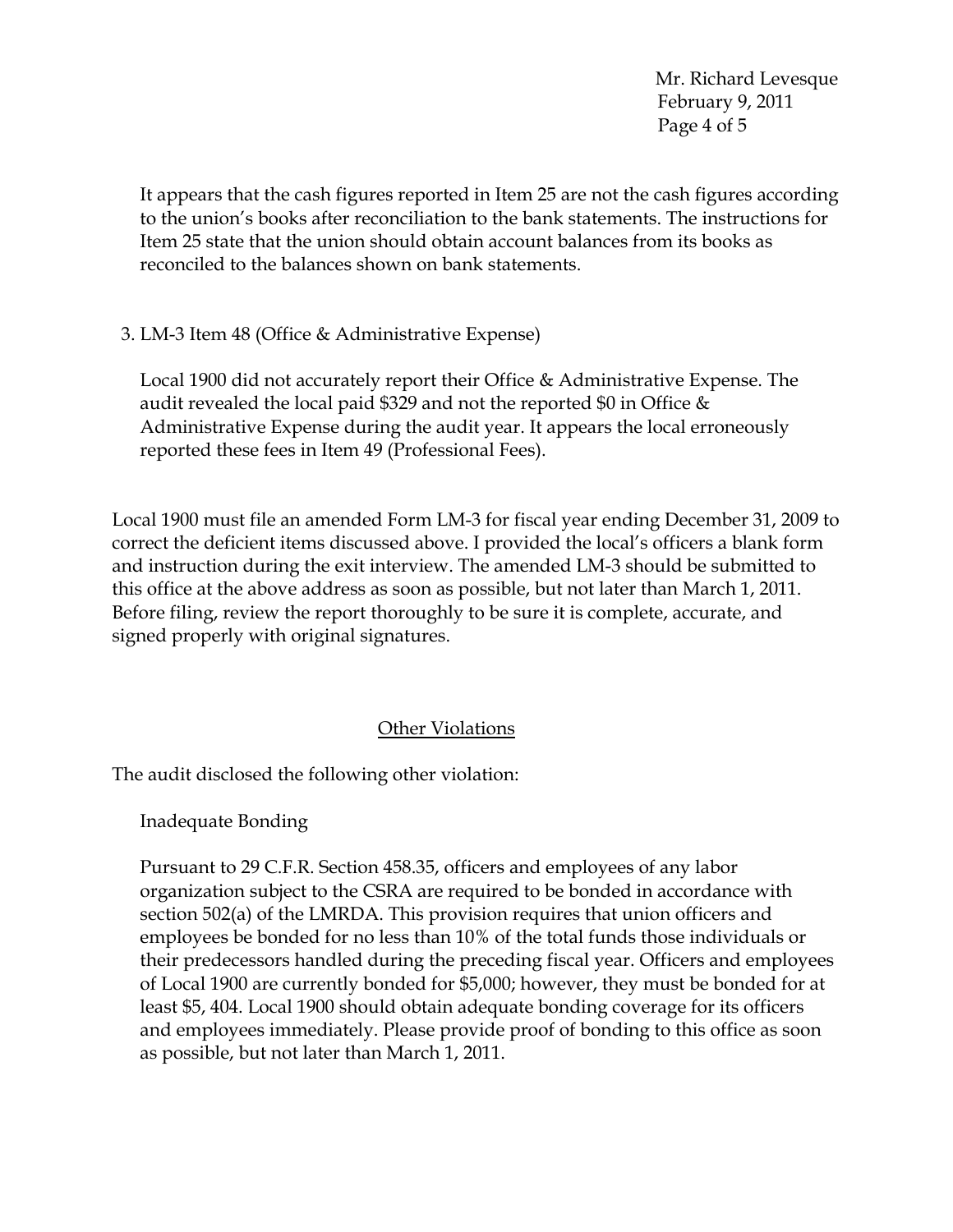It appears that the cash figures reported in Item 25 are not the cash figures according to the union's books after reconciliation to the bank statements. The instructions for Item 25 state that the union should obtain account balances from its books as reconciled to the balances shown on bank statements.

3. LM-3 Item 48 (Office & Administrative Expense)

   Local 1900 did not accurately report their Office & Administrative Expense. The audit revealed the local paid $329 and not the reported $0 in Office & Administrative Expense during the audit year. It appears the local erroneously reported these fees in Item 49 (Professional Fees).

Local 1900 must file an amended Form LM-3 for fiscal year ending December 31, 2009 to correct the deficient items discussed above. I provided the local's officers a blank form and instruction during the exit interview. The amended LM-3 should be submitted to this office at the above address as soon as possible, but not later than March 1, 2011. Before filing, review the report thoroughly to be sure it is complete, accurate, and signed properly with original signatures.

## Other Violations

The audit disclosed the following other violation:

Inadequate Bonding

Pursuant to 29 C.F.R. Section 458.35, officers and employees of any labor organization subject to the CSRA are required to be bonded in accordance with section 502(a) of the LMRDA. This provision requires that union officers and employees be bonded for no less than 10% of the total funds those individuals or their predecessors handled during the preceding fiscal year. Officers and employees of Local 1900 are currently bonded for $5,000; however, they must be bonded for at least $5, 404. Local 1900 should obtain adequate bonding coverage for its officers and employees immediately. Please provide proof of bonding to this office as soon as possible, but not later than March 1, 2011.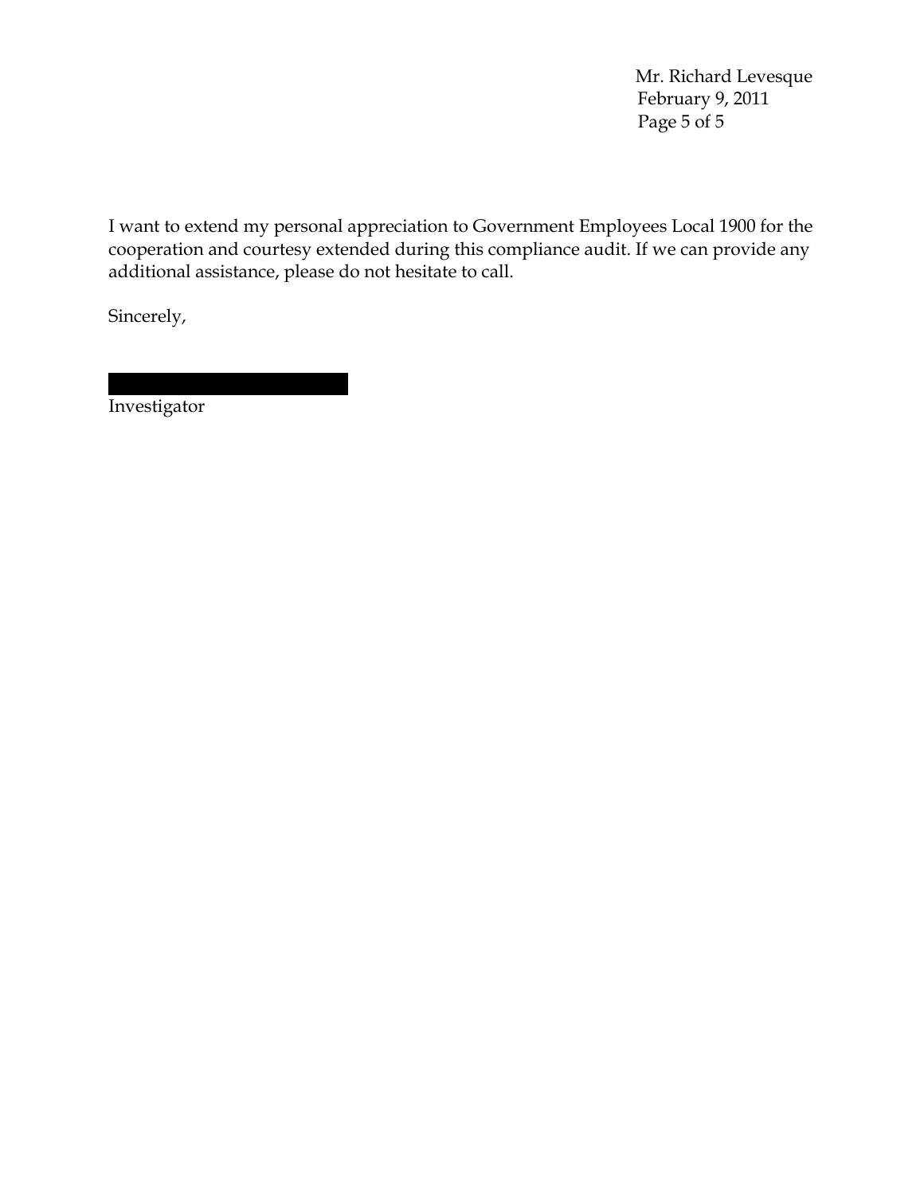I want to extend my personal appreciation to Government Employees Local 1900 for the cooperation and courtesy extended during this compliance audit. If we can provide any additional assistance, please do not hesitate to call.

Sincerely,

Investigator